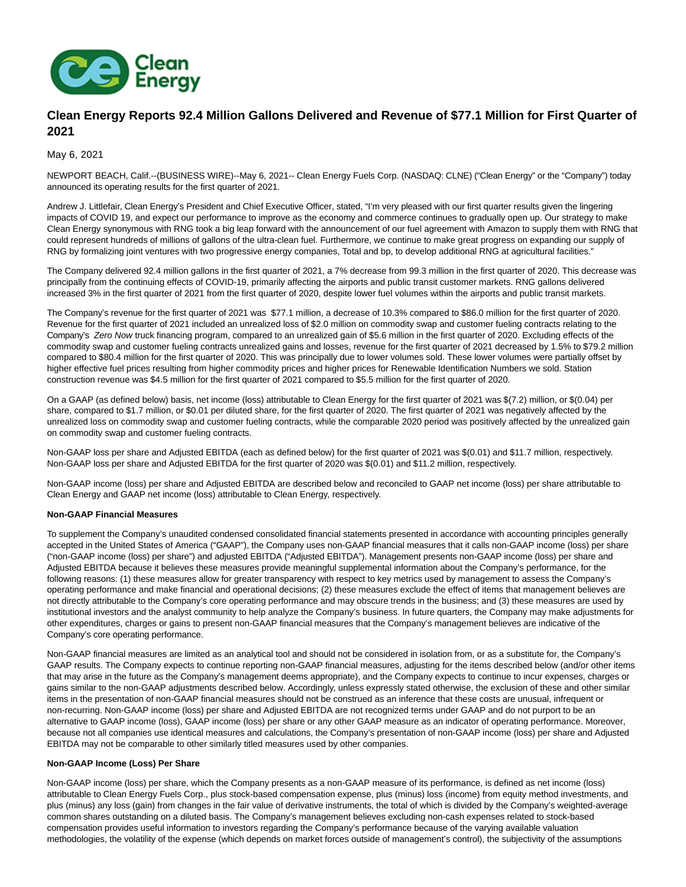# Clean Energy Reports 92.4 Million Gallons Delivered and Revenue of $77.1 Million for First Quarter of 2021

May 6, 2021

NEWPORT BEACH, Calif.--(BUSINESS WIRE)--May 6, 2021-- Clean Energy Fuels Corp. (NASDAQ: CLNE) ("Clean Energy" or the "Company") today announced its operating results for the first quarter of 2021.

Andrew J. Littlefair, Clean Energy's President and Chief Executive Officer, stated, "I'm very pleased with our first quarter results given the lingering impacts of COVID 19, and expect our performance to improve as the economy and commerce continues to gradually open up. Our strategy to make Clean Energy synonymous with RNG took a big leap forward with the announcement of our fuel agreement with Amazon to supply them with RNG that could represent hundreds of millions of gallons of the ultra-clean fuel. Furthermore, we continue to make great progress on expanding our supply of RNG by formalizing joint ventures with two progressive energy companies, Total and bp, to develop additional RNG at agricultural facilities."

The Company delivered 92.4 million gallons in the first quarter of 2021, a 7% decrease from 99.3 million in the first quarter of 2020. This decrease was principally from the continuing effects of COVID-19, primarily affecting the airports and public transit customer markets. RNG gallons delivered increased 3% in the first quarter of 2021 from the first quarter of 2020, despite lower fuel volumes within the airports and public transit markets.

The Company's revenue for the first quarter of 2021 was $77.1 million, a decrease of 10.3% compared to $86.0 million for the first quarter of 2020. Revenue for the first quarter of 2021 included an unrealized loss of $2.0 million on commodity swap and customer fueling contracts relating to the Company's *Zero Now* truck financing program, compared to an unrealized gain of $5.6 million in the first quarter of 2020. Excluding effects of the commodity swap and customer fueling contracts unrealized gains and losses, revenue for the first quarter of 2021 decreased by 1.5% to $79.2 million compared to $80.4 million for the first quarter of 2020. This was principally due to lower volumes sold. These lower volumes were partially offset by higher effective fuel prices resulting from higher commodity prices and higher prices for Renewable Identification Numbers we sold. Station construction revenue was $4.5 million for the first quarter of 2021 compared to $5.5 million for the first quarter of 2020.

On a GAAP (as defined below) basis, net income (loss) attributable to Clean Energy for the first quarter of 2021 was $(7.2) million, or $(0.04) per share, compared to $1.7 million, or $0.01 per diluted share, for the first quarter of 2020. The first quarter of 2021 was negatively affected by the unrealized loss on commodity swap and customer fueling contracts, while the comparable 2020 period was positively affected by the unrealized gain on commodity swap and customer fueling contracts.

Non-GAAP loss per share and Adjusted EBITDA (each as defined below) for the first quarter of 2021 was $(0.01) and $11.7 million, respectively. Non-GAAP loss per share and Adjusted EBITDA for the first quarter of 2020 was $(0.01) and $11.2 million, respectively.

Non-GAAP income (loss) per share and Adjusted EBITDA are described below and reconciled to GAAP net income (loss) per share attributable to Clean Energy and GAAP net income (loss) attributable to Clean Energy, respectively.

**Non-GAAP Financial Measures**

To supplement the Company's unaudited condensed consolidated financial statements presented in accordance with accounting principles generally accepted in the United States of America ("GAAP"), the Company uses non-GAAP financial measures that it calls non-GAAP income (loss) per share ("non-GAAP income (loss) per share") and adjusted EBITDA ("Adjusted EBITDA"). Management presents non-GAAP income (loss) per share and Adjusted EBITDA because it believes these measures provide meaningful supplemental information about the Company's performance, for the following reasons: (1) these measures allow for greater transparency with respect to key metrics used by management to assess the Company's operating performance and make financial and operational decisions; (2) these measures exclude the effect of items that management believes are not directly attributable to the Company's core operating performance and may obscure trends in the business; and (3) these measures are used by institutional investors and the analyst community to help analyze the Company's business. In future quarters, the Company may make adjustments for other expenditures, charges or gains to present non-GAAP financial measures that the Company's management believes are indicative of the Company's core operating performance.

Non-GAAP financial measures are limited as an analytical tool and should not be considered in isolation from, or as a substitute for, the Company's GAAP results. The Company expects to continue reporting non-GAAP financial measures, adjusting for the items described below (and/or other items that may arise in the future as the Company's management deems appropriate), and the Company expects to continue to incur expenses, charges or gains similar to the non-GAAP adjustments described below. Accordingly, unless expressly stated otherwise, the exclusion of these and other similar items in the presentation of non-GAAP financial measures should not be construed as an inference that these costs are unusual, infrequent or non-recurring. Non-GAAP income (loss) per share and Adjusted EBITDA are not recognized terms under GAAP and do not purport to be an alternative to GAAP income (loss), GAAP income (loss) per share or any other GAAP measure as an indicator of operating performance. Moreover, because not all companies use identical measures and calculations, the Company's presentation of non-GAAP income (loss) per share and Adjusted EBITDA may not be comparable to other similarly titled measures used by other companies.

**Non-GAAP Income (Loss) Per Share**

Non-GAAP income (loss) per share, which the Company presents as a non-GAAP measure of its performance, is defined as net income (loss) attributable to Clean Energy Fuels Corp., plus stock-based compensation expense, plus (minus) loss (income) from equity method investments, and plus (minus) any loss (gain) from changes in the fair value of derivative instruments, the total of which is divided by the Company's weighted-average common shares outstanding on a diluted basis. The Company's management believes excluding non-cash expenses related to stock-based compensation provides useful information to investors regarding the Company's performance because of the varying available valuation methodologies, the volatility of the expense (which depends on market forces outside of management's control), the subjectivity of the assumptions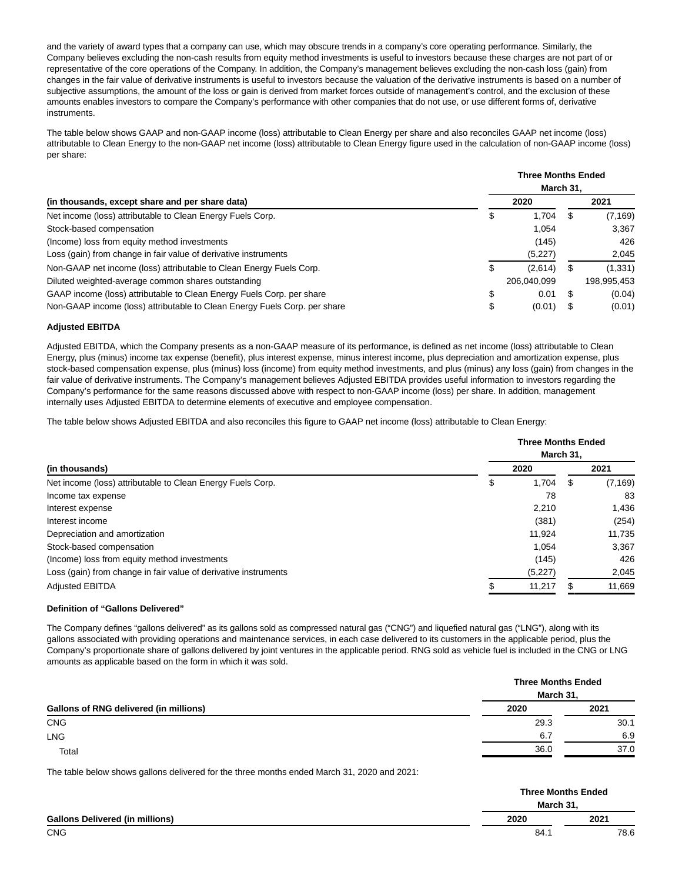and the variety of award types that a company can use, which may obscure trends in a company's core operating performance. Similarly, the Company believes excluding the non-cash results from equity method investments is useful to investors because these charges are not part of or representative of the core operations of the Company. In addition, the Company's management believes excluding the non-cash loss (gain) from changes in the fair value of derivative instruments is useful to investors because the valuation of the derivative instruments is based on a number of subjective assumptions, the amount of the loss or gain is derived from market forces outside of management's control, and the exclusion of these amounts enables investors to compare the Company's performance with other companies that do not use, or use different forms of, derivative instruments.

The table below shows GAAP and non-GAAP income (loss) attributable to Clean Energy per share and also reconciles GAAP net income (loss) attributable to Clean Energy to the non-GAAP net income (loss) attributable to Clean Energy figure used in the calculation of non-GAAP income (loss) per share:

| (in thousands, except share and per share data) | Three Months Ended March 31, 2020 | Three Months Ended March 31, 2021 |
|---|---|---|
| Net income (loss) attributable to Clean Energy Fuels Corp. | $ 1,704 | $ (7,169) |
| Stock-based compensation | 1,054 | 3,367 |
| (Income) loss from equity method investments | (145) | 426 |
| Loss (gain) from change in fair value of derivative instruments | (5,227) | 2,045 |
| Non-GAAP net income (loss) attributable to Clean Energy Fuels Corp. | $ (2,614) | $ (1,331) |
| Diluted weighted-average common shares outstanding | 206,040,099 | 198,995,453 |
| GAAP income (loss) attributable to Clean Energy Fuels Corp. per share | $ 0.01 | $ (0.04) |
| Non-GAAP income (loss) attributable to Clean Energy Fuels Corp. per share | $ (0.01) | $ (0.01) |

**Adjusted EBITDA**

Adjusted EBITDA, which the Company presents as a non-GAAP measure of its performance, is defined as net income (loss) attributable to Clean Energy, plus (minus) income tax expense (benefit), plus interest expense, minus interest income, plus depreciation and amortization expense, plus stock-based compensation expense, plus (minus) loss (income) from equity method investments, and plus (minus) any loss (gain) from changes in the fair value of derivative instruments. The Company's management believes Adjusted EBITDA provides useful information to investors regarding the Company's performance for the same reasons discussed above with respect to non-GAAP income (loss) per share. In addition, management internally uses Adjusted EBITDA to determine elements of executive and employee compensation.

The table below shows Adjusted EBITDA and also reconciles this figure to GAAP net income (loss) attributable to Clean Energy:

| (in thousands) | Three Months Ended March 31, 2020 | Three Months Ended March 31, 2021 |
|---|---|---|
| Net income (loss) attributable to Clean Energy Fuels Corp. | $ 1,704 | $ (7,169) |
| Income tax expense | 78 | 83 |
| Interest expense | 2,210 | 1,436 |
| Interest income | (381) | (254) |
| Depreciation and amortization | 11,924 | 11,735 |
| Stock-based compensation | 1,054 | 3,367 |
| (Income) loss from equity method investments | (145) | 426 |
| Loss (gain) from change in fair value of derivative instruments | (5,227) | 2,045 |
| Adjusted EBITDA | $ 11,217 | $ 11,669 |

**Definition of "Gallons Delivered"**

The Company defines "gallons delivered" as its gallons sold as compressed natural gas ("CNG") and liquefied natural gas ("LNG"), along with its gallons associated with providing operations and maintenance services, in each case delivered to its customers in the applicable period, plus the Company's proportionate share of gallons delivered by joint ventures in the applicable period. RNG sold as vehicle fuel is included in the CNG or LNG amounts as applicable based on the form in which it was sold.

| Gallons of RNG delivered (in millions) | Three Months Ended March 31, 2020 | Three Months Ended March 31, 2021 |
|---|---|---|
| CNG | 29.3 | 30.1 |
| LNG | 6.7 | 6.9 |
| Total | 36.0 | 37.0 |

The table below shows gallons delivered for the three months ended March 31, 2020 and 2021:

| Gallons Delivered (in millions) | Three Months Ended March 31, 2020 | Three Months Ended March 31, 2021 |
|---|---|---|
| CNG | 84.1 | 78.6 |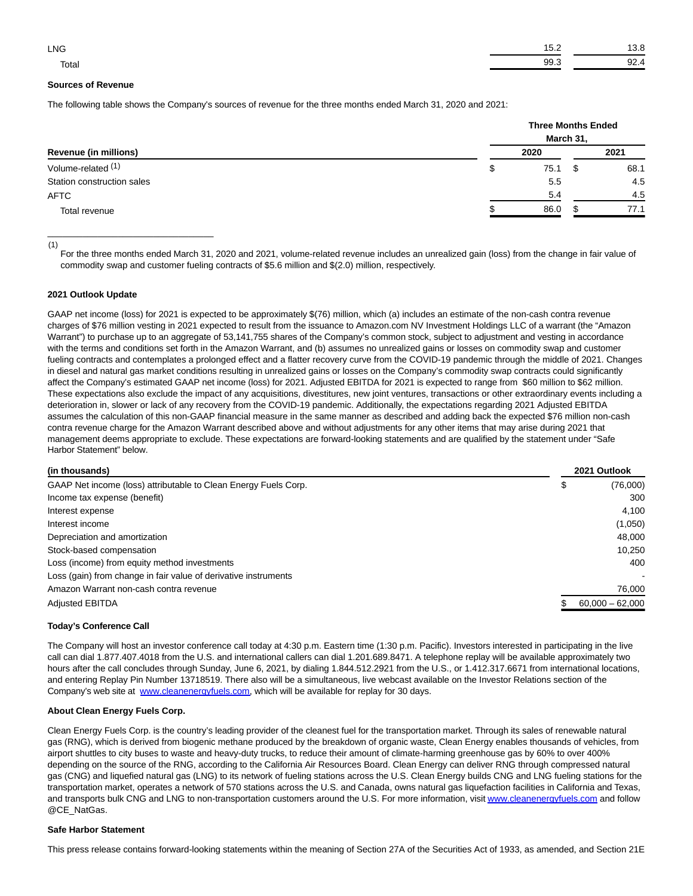| | | |
|---|---|---|
| LNG | 15.2 | 13.8 |
| Total | 99.3 | 92.4 |

**Sources of Revenue**

The following table shows the Company's sources of revenue for the three months ended March 31, 2020 and 2021:

| Revenue (in millions) | Three Months Ended March 31, 2020 | Three Months Ended March 31, 2021 |
|---|---|---|
| Volume-related [(1)] | $ 75.1 | $ 68.1 |
| Station construction sales | 5.5 | 4.5 |
| AFTC | 5.4 | 4.5 |
| Total revenue | $ 86.0 | $ 77.1 |

(1) For the three months ended March 31, 2020 and 2021, volume-related revenue includes an unrealized gain (loss) from the change in fair value of commodity swap and customer fueling contracts of $5.6 million and $(2.0) million, respectively.

**2021 Outlook Update**

GAAP net income (loss) for 2021 is expected to be approximately $(76) million, which (a) includes an estimate of the non-cash contra revenue charges of $76 million vesting in 2021 expected to result from the issuance to Amazon.com NV Investment Holdings LLC of a warrant (the "Amazon Warrant") to purchase up to an aggregate of 53,141,755 shares of the Company's common stock, subject to adjustment and vesting in accordance with the terms and conditions set forth in the Amazon Warrant, and (b) assumes no unrealized gains or losses on commodity swap and customer fueling contracts and contemplates a prolonged effect and a flatter recovery curve from the COVID-19 pandemic through the middle of 2021. Changes in diesel and natural gas market conditions resulting in unrealized gains or losses on the Company's commodity swap contracts could significantly affect the Company's estimated GAAP net income (loss) for 2021. Adjusted EBITDA for 2021 is expected to range from $60 million to $62 million. These expectations also exclude the impact of any acquisitions, divestitures, new joint ventures, transactions or other extraordinary events including a deterioration in, slower or lack of any recovery from the COVID-19 pandemic. Additionally, the expectations regarding 2021 Adjusted EBITDA assumes the calculation of this non-GAAP financial measure in the same manner as described and adding back the expected $76 million non-cash contra revenue charge for the Amazon Warrant described above and without adjustments for any other items that may arise during 2021 that management deems appropriate to exclude. These expectations are forward-looking statements and are qualified by the statement under "Safe Harbor Statement" below.

| (in thousands) | 2021 Outlook |
|---|---|
| GAAP Net income (loss) attributable to Clean Energy Fuels Corp. | $ (76,000) |
| Income tax expense (benefit) | 300 |
| Interest expense | 4,100 |
| Interest income | (1,050) |
| Depreciation and amortization | 48,000 |
| Stock-based compensation | 10,250 |
| Loss (income) from equity method investments | 400 |
| Loss (gain) from change in fair value of derivative instruments | - |
| Amazon Warrant non-cash contra revenue | 76,000 |
| Adjusted EBITDA | $ 60,000 – 62,000 |

**Today's Conference Call**

The Company will host an investor conference call today at 4:30 p.m. Eastern time (1:30 p.m. Pacific). Investors interested in participating in the live call can dial 1.877.407.4018 from the U.S. and international callers can dial 1.201.689.8471. A telephone replay will be available approximately two hours after the call concludes through Sunday, June 6, 2021, by dialing 1.844.512.2921 from the U.S., or 1.412.317.6671 from international locations, and entering Replay Pin Number 13718519. There also will be a simultaneous, live webcast available on the Investor Relations section of the Company's web site at [www.cleanenergyfuels.com](www.cleanenergyfuels.com), which will be available for replay for 30 days.

**About Clean Energy Fuels Corp.**

Clean Energy Fuels Corp. is the country's leading provider of the cleanest fuel for the transportation market. Through its sales of renewable natural gas (RNG), which is derived from biogenic methane produced by the breakdown of organic waste, Clean Energy enables thousands of vehicles, from airport shuttles to city buses to waste and heavy-duty trucks, to reduce their amount of climate-harming greenhouse gas by 60% to over 400% depending on the source of the RNG, according to the California Air Resources Board. Clean Energy can deliver RNG through compressed natural gas (CNG) and liquefied natural gas (LNG) to its network of fueling stations across the U.S. Clean Energy builds CNG and LNG fueling stations for the transportation market, operates a network of 570 stations across the U.S. and Canada, owns natural gas liquefaction facilities in California and Texas, and transports bulk CNG and LNG to non-transportation customers around the U.S. For more information, visit [www.cleanenergyfuels.com](www.cleanenergyfuels.com) and follow @CE_NatGas.

**Safe Harbor Statement**

This press release contains forward-looking statements within the meaning of Section 27A of the Securities Act of 1933, as amended, and Section 21E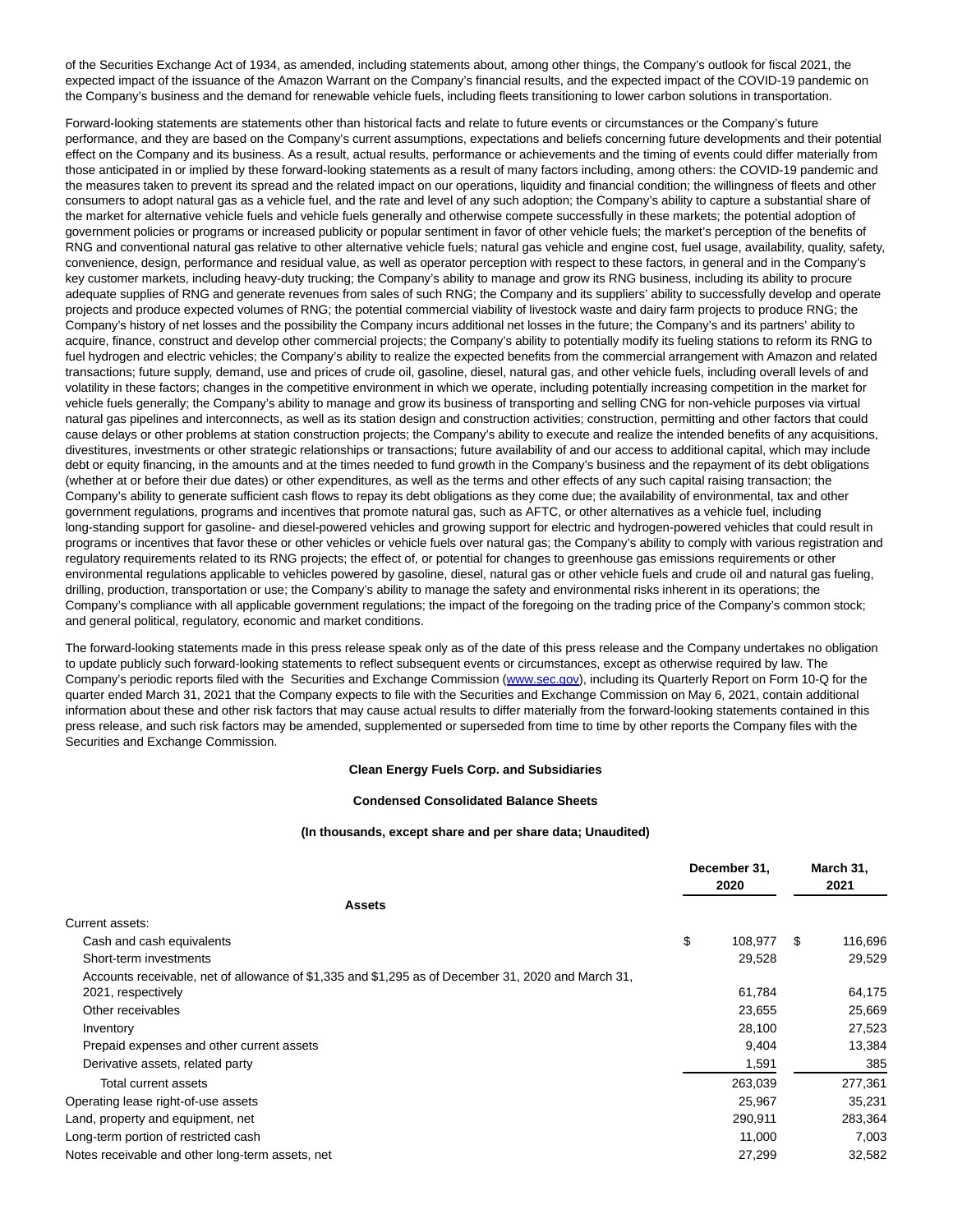of the Securities Exchange Act of 1934, as amended, including statements about, among other things, the Company's outlook for fiscal 2021, the expected impact of the issuance of the Amazon Warrant on the Company's financial results, and the expected impact of the COVID-19 pandemic on the Company's business and the demand for renewable vehicle fuels, including fleets transitioning to lower carbon solutions in transportation.

Forward-looking statements are statements other than historical facts and relate to future events or circumstances or the Company's future performance, and they are based on the Company's current assumptions, expectations and beliefs concerning future developments and their potential effect on the Company and its business. As a result, actual results, performance or achievements and the timing of events could differ materially from those anticipated in or implied by these forward-looking statements as a result of many factors including, among others: the COVID-19 pandemic and the measures taken to prevent its spread and the related impact on our operations, liquidity and financial condition; the willingness of fleets and other consumers to adopt natural gas as a vehicle fuel, and the rate and level of any such adoption; the Company's ability to capture a substantial share of the market for alternative vehicle fuels and vehicle fuels generally and otherwise compete successfully in these markets; the potential adoption of government policies or programs or increased publicity or popular sentiment in favor of other vehicle fuels; the market's perception of the benefits of RNG and conventional natural gas relative to other alternative vehicle fuels; natural gas vehicle and engine cost, fuel usage, availability, quality, safety, convenience, design, performance and residual value, as well as operator perception with respect to these factors, in general and in the Company's key customer markets, including heavy-duty trucking; the Company's ability to manage and grow its RNG business, including its ability to procure adequate supplies of RNG and generate revenues from sales of such RNG; the Company and its suppliers' ability to successfully develop and operate projects and produce expected volumes of RNG; the potential commercial viability of livestock waste and dairy farm projects to produce RNG; the Company's history of net losses and the possibility the Company incurs additional net losses in the future; the Company's and its partners' ability to acquire, finance, construct and develop other commercial projects; the Company's ability to potentially modify its fueling stations to reform its RNG to fuel hydrogen and electric vehicles; the Company's ability to realize the expected benefits from the commercial arrangement with Amazon and related transactions; future supply, demand, use and prices of crude oil, gasoline, diesel, natural gas, and other vehicle fuels, including overall levels of and volatility in these factors; changes in the competitive environment in which we operate, including potentially increasing competition in the market for vehicle fuels generally; the Company's ability to manage and grow its business of transporting and selling CNG for non-vehicle purposes via virtual natural gas pipelines and interconnects, as well as its station design and construction activities; construction, permitting and other factors that could cause delays or other problems at station construction projects; the Company's ability to execute and realize the intended benefits of any acquisitions, divestitures, investments or other strategic relationships or transactions; future availability of and our access to additional capital, which may include debt or equity financing, in the amounts and at the times needed to fund growth in the Company's business and the repayment of its debt obligations (whether at or before their due dates) or other expenditures, as well as the terms and other effects of any such capital raising transaction; the Company's ability to generate sufficient cash flows to repay its debt obligations as they come due; the availability of environmental, tax and other government regulations, programs and incentives that promote natural gas, such as AFTC, or other alternatives as a vehicle fuel, including long-standing support for gasoline- and diesel-powered vehicles and growing support for electric and hydrogen-powered vehicles that could result in programs or incentives that favor these or other vehicles or vehicle fuels over natural gas; the Company's ability to comply with various registration and regulatory requirements related to its RNG projects; the effect of, or potential for changes to greenhouse gas emissions requirements or other environmental regulations applicable to vehicles powered by gasoline, diesel, natural gas or other vehicle fuels and crude oil and natural gas fueling, drilling, production, transportation or use; the Company's ability to manage the safety and environmental risks inherent in its operations; the Company's compliance with all applicable government regulations; the impact of the foregoing on the trading price of the Company's common stock; and general political, regulatory, economic and market conditions.

The forward-looking statements made in this press release speak only as of the date of this press release and the Company undertakes no obligation to update publicly such forward-looking statements to reflect subsequent events or circumstances, except as otherwise required by law. The Company's periodic reports filed with the Securities and Exchange Commission (www.sec.gov), including its Quarterly Report on Form 10-Q for the quarter ended March 31, 2021 that the Company expects to file with the Securities and Exchange Commission on May 6, 2021, contain additional information about these and other risk factors that may cause actual results to differ materially from the forward-looking statements contained in this press release, and such risk factors may be amended, supplemented or superseded from time to time by other reports the Company files with the Securities and Exchange Commission.

**Clean Energy Fuels Corp. and Subsidiaries**

**Condensed Consolidated Balance Sheets**

**(In thousands, except share and per share data; Unaudited)**

| | December 31, 2020 | March 31, 2021 |
|---|---|---|
| **Assets** | | |
| Current assets: | | |
| Cash and cash equivalents | $ 108,977 | $ 116,696 |
| Short-term investments | 29,528 | 29,529 |
| Accounts receivable, net of allowance of $1,335 and $1,295 as of December 31, 2020 and March 31, 2021, respectively | 61,784 | 64,175 |
| Other receivables | 23,655 | 25,669 |
| Inventory | 28,100 | 27,523 |
| Prepaid expenses and other current assets | 9,404 | 13,384 |
| Derivative assets, related party | 1,591 | 385 |
| Total current assets | 263,039 | 277,361 |
| Operating lease right-of-use assets | 25,967 | 35,231 |
| Land, property and equipment, net | 290,911 | 283,364 |
| Long-term portion of restricted cash | 11,000 | 7,003 |
| Notes receivable and other long-term assets, net | 27,299 | 32,582 |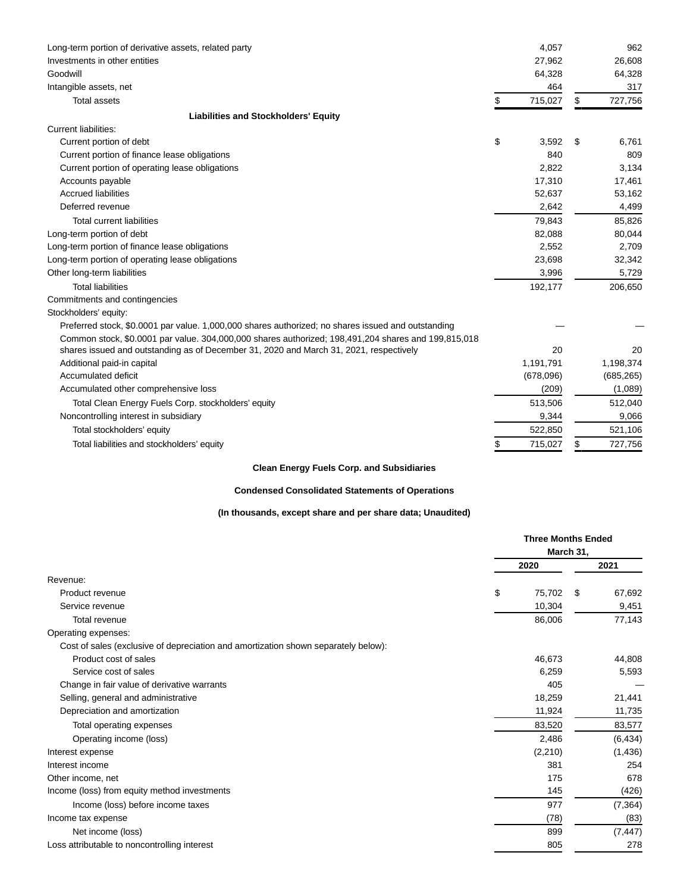| | December 31, 2020 | March 31, 2021 |
|---|---|---|
| Long-term portion of derivative assets, related party | 4,057 | 962 |
| Investments in other entities | 27,962 | 26,608 |
| Goodwill | 64,328 | 64,328 |
| Intangible assets, net | 464 | 317 |
| Total assets | $ 715,027 | $ 727,756 |
| **Liabilities and Stockholders' Equity** | | |
| Current liabilities: | | |
| Current portion of debt | $ 3,592 | $ 6,761 |
| Current portion of finance lease obligations | 840 | 809 |
| Current portion of operating lease obligations | 2,822 | 3,134 |
| Accounts payable | 17,310 | 17,461 |
| Accrued liabilities | 52,637 | 53,162 |
| Deferred revenue | 2,642 | 4,499 |
| Total current liabilities | 79,843 | 85,826 |
| Long-term portion of debt | 82,088 | 80,044 |
| Long-term portion of finance lease obligations | 2,552 | 2,709 |
| Long-term portion of operating lease obligations | 23,698 | 32,342 |
| Other long-term liabilities | 3,996 | 5,729 |
| Total liabilities | 192,177 | 206,650 |
| Commitments and contingencies | | |
| Stockholders' equity: | | |
| Preferred stock, $0.0001 par value. 1,000,000 shares authorized; no shares issued and outstanding | — | — |
| Common stock, $0.0001 par value. 304,000,000 shares authorized; 198,491,204 shares and 199,815,018 shares issued and outstanding as of December 31, 2020 and March 31, 2021, respectively | 20 | 20 |
| Additional paid-in capital | 1,191,791 | 1,198,374 |
| Accumulated deficit | (678,096) | (685,265) |
| Accumulated other comprehensive loss | (209) | (1,089) |
| Total Clean Energy Fuels Corp. stockholders' equity | 513,506 | 512,040 |
| Noncontrolling interest in subsidiary | 9,344 | 9,066 |
| Total stockholders' equity | 522,850 | 521,106 |
| Total liabilities and stockholders' equity | $ 715,027 | $ 727,756 |

**Clean Energy Fuels Corp. and Subsidiaries**

**Condensed Consolidated Statements of Operations**

**(In thousands, except share and per share data; Unaudited)**

| | Three Months Ended March 31, | |
|---|---|---|
| | 2020 | 2021 |
| Revenue: | | |
| Product revenue | $ 75,702 | $ 67,692 |
| Service revenue | 10,304 | 9,451 |
| Total revenue | 86,006 | 77,143 |
| Operating expenses: | | |
| Cost of sales (exclusive of depreciation and amortization shown separately below): | | |
| Product cost of sales | 46,673 | 44,808 |
| Service cost of sales | 6,259 | 5,593 |
| Change in fair value of derivative warrants | 405 | — |
| Selling, general and administrative | 18,259 | 21,441 |
| Depreciation and amortization | 11,924 | 11,735 |
| Total operating expenses | 83,520 | 83,577 |
| Operating income (loss) | 2,486 | (6,434) |
| Interest expense | (2,210) | (1,436) |
| Interest income | 381 | 254 |
| Other income, net | 175 | 678 |
| Income (loss) from equity method investments | 145 | (426) |
| Income (loss) before income taxes | 977 | (7,364) |
| Income tax expense | (78) | (83) |
| Net income (loss) | 899 | (7,447) |
| Loss attributable to noncontrolling interest | 805 | 278 |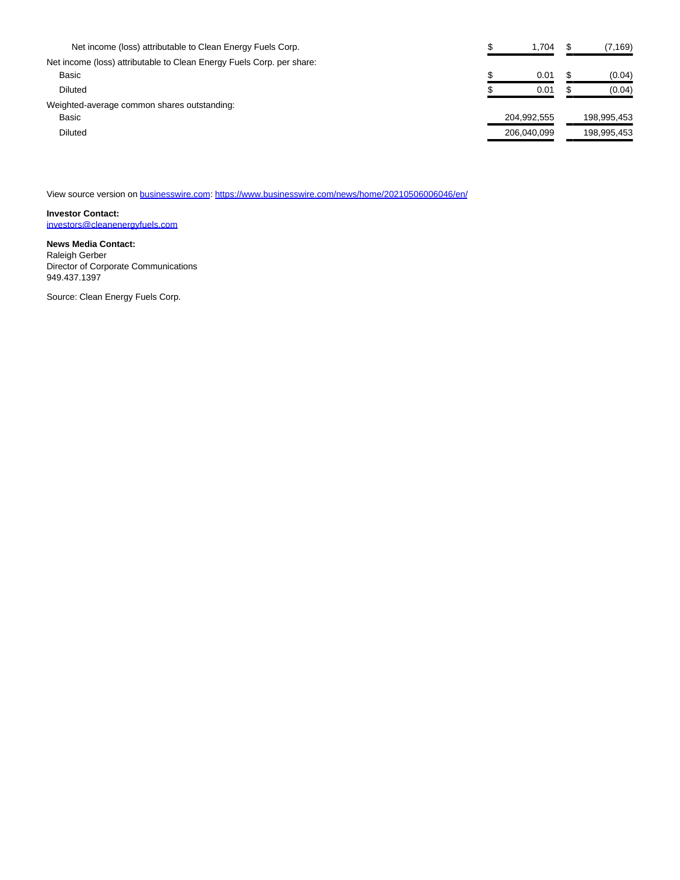| | | |
|---|---|---|
| Net income (loss) attributable to Clean Energy Fuels Corp. | $ 1,704 | $ (7,169) |
| Net income (loss) attributable to Clean Energy Fuels Corp. per share: | | |
| Basic | $ 0.01 | $ (0.04) |
| Diluted | $ 0.01 | $ (0.04) |
| Weighted-average common shares outstanding: | | |
| Basic | 204,992,555 | 198,995,453 |
| Diluted | 206,040,099 | 198,995,453 |

View source version on businesswire.com: https://www.businesswire.com/news/home/20210506006046/en/

**Investor Contact:**
investors@cleanenergyfuels.com

**News Media Contact:**
Raleigh Gerber
Director of Corporate Communications
949.437.1397

Source: Clean Energy Fuels Corp.